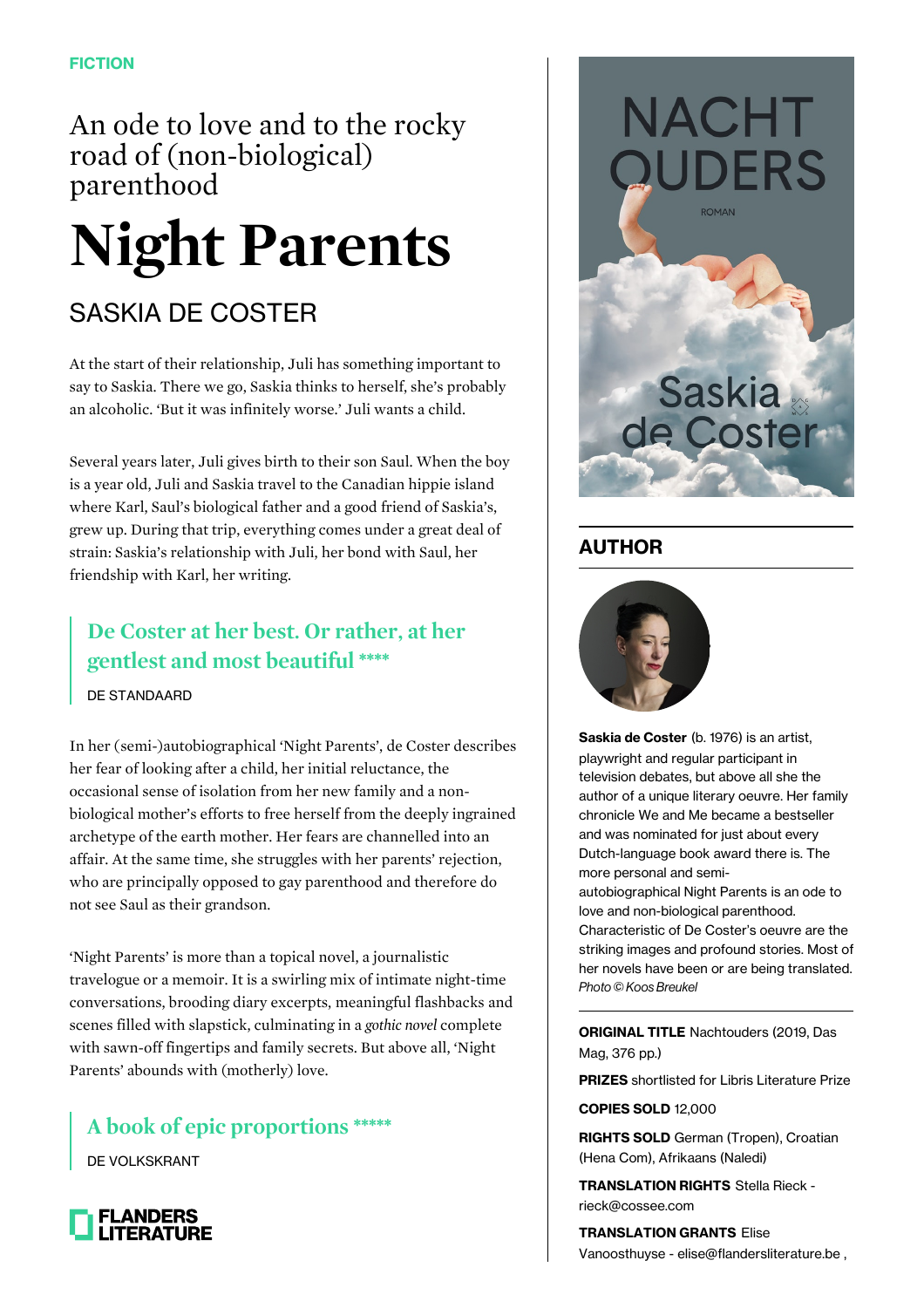FICTION

## An ode to love and to the rocky road of (non-biological) parenthood

# Night Parents

## SASKIA DE COSTER

At the start of their relationship, Juli has something important to say to Saskia. There we go, Saskia thinks to herself, she's probably an alcoholic. 'But it was infinitely worse.' Juli wants a child.

Several years later, Juli gives birth to their son Saul. When the boy is a year old, Juli and Saskia travel to the Canadian hippie island where Karl, Saul's biological father and a good friend of Saskia's, grew up. During that trip, everything comes under a great deal of strain: Saskia's relationship with Juli, her bond with Saul, her friendship with Karl, her writing.

> **De Coster at her best. Or rather, at her gentlest and most beautiful ****
>
> DE STANDAARD

In her (semi-)autobiographical 'Night Parents', de Coster describes her fear of looking after a child, her initial reluctance, the occasional sense of isolation from her new family and a non-biological mother's efforts to free herself from the deeply ingrained archetype of the earth mother. Her fears are channelled into an affair. At the same time, she struggles with her parents' rejection, who are principally opposed to gay parenthood and therefore do not see Saul as their grandson.

'Night Parents' is more than a topical novel, a journalistic travelogue or a memoir. It is a swirling mix of intimate night-time conversations, brooding diary excerpts, meaningful flashbacks and scenes filled with slapstick, culminating in a *gothic novel* complete with sawn-off fingertips and family secrets. But above all, 'Night Parents' abounds with (motherly) love.

> **A book of epic proportions *******
>
> DE VOLKSKRANT

FLANDERS LITERATURE

NACHT OUDERS ROMAN Saskia de Coster

## AUTHOR

**Saskia de Coster** (b. 1976) is an artist, playwright and regular participant in television debates, but above all she the author of a unique literary oeuvre. Her family chronicle We and Me became a bestseller and was nominated for just about every Dutch-language book award there is. The more personal and semi-autobiographical Night Parents is an ode to love and non-biological parenthood. Characteristic of De Coster's oeuvre are the striking images and profound stories. Most of her novels have been or are being translated.
*Photo © Koos Breukel*

**ORIGINAL TITLE** Nachtouders (2019, Das Mag, 376 pp.)

**PRIZES** shortlisted for Libris Literature Prize

**COPIES SOLD** 12,000

**RIGHTS SOLD** German (Tropen), Croatian (Hena Com), Afrikaans (Naledi)

**TRANSLATION RIGHTS** Stella Rieck - rieck@cossee.com

**TRANSLATION GRANTS** Elise Vanoosthuyse - elise@flandersliterature.be ,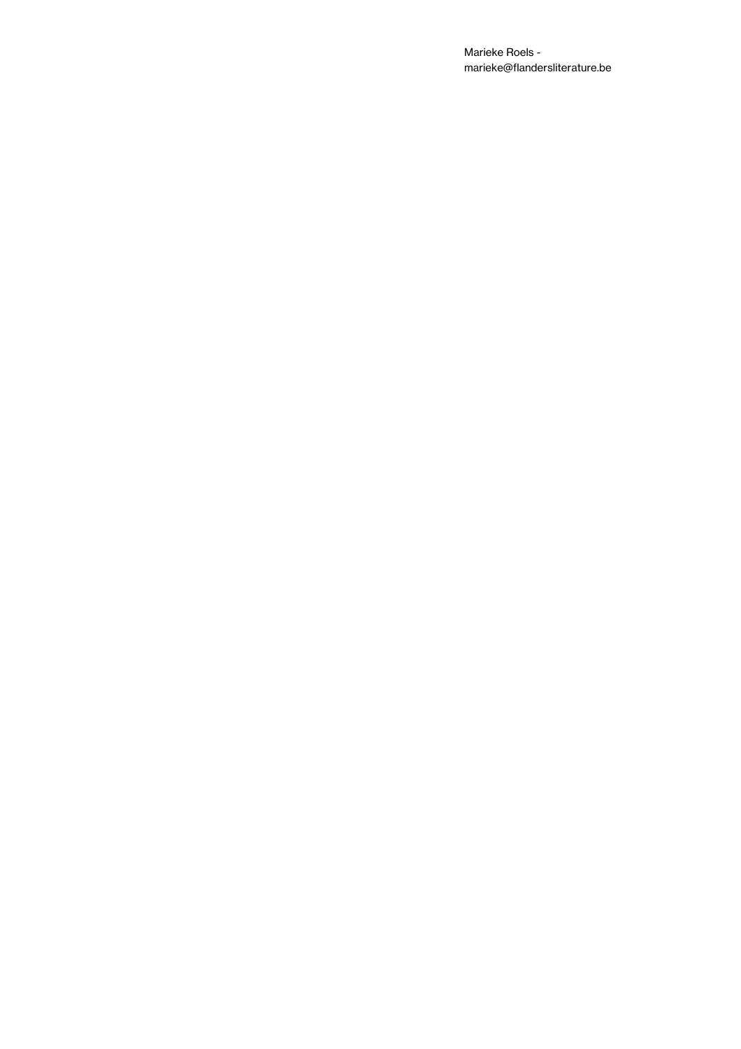Marieke Roels -
marieke@flandersliterature.be